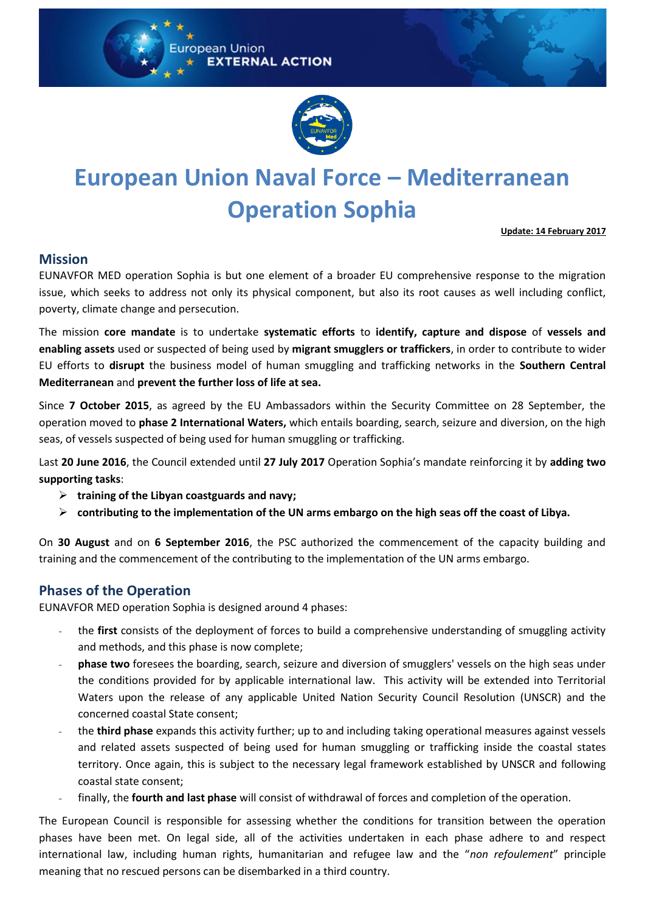# European Union Naval Force – Mediterranean Operation Sophia

**Update: 14 February 2017**

## Mission

EUNAVFOR MED operation Sophia is but one element of a broader EU comprehensive response to the migration issue, which seeks to address not only its physical component, but also its root causes as well including conflict, poverty, climate change and persecution.

The mission **core mandate** is to undertake **systematic efforts** to **identify, capture and dispose** of **vessels and enabling assets** used or suspected of being used by **migrant smugglers or traffickers**, in order to contribute to wider EU efforts to **disrupt** the business model of human smuggling and trafficking networks in the **Southern Central Mediterranean** and **prevent the further loss of life at sea.**

Since **7 October 2015**, as agreed by the EU Ambassadors within the Security Committee on 28 September, the operation moved to **phase 2 International Waters,** which entails boarding, search, seizure and diversion, on the high seas, of vessels suspected of being used for human smuggling or trafficking.

Last **20 June 2016**, the Council extended until **27 July 2017** Operation Sophia's mandate reinforcing it by **adding two supporting tasks**:

- **training of the Libyan coastguards and navy;**
- **contributing to the implementation of the UN arms embargo on the high seas off the coast of Libya.**

On **30 August** and on **6 September 2016**, the PSC authorized the commencement of the capacity building and training and the commencement of the contributing to the implementation of the UN arms embargo.

## Phases of the Operation

EUNAVFOR MED operation Sophia is designed around 4 phases:

- the **first** consists of the deployment of forces to build a comprehensive understanding of smuggling activity and methods, and this phase is now complete;
- **phase two** foresees the boarding, search, seizure and diversion of smugglers' vessels on the high seas under the conditions provided for by applicable international law. This activity will be extended into Territorial Waters upon the release of any applicable United Nation Security Council Resolution (UNSCR) and the concerned coastal State consent;
- the **third phase** expands this activity further; up to and including taking operational measures against vessels and related assets suspected of being used for human smuggling or trafficking inside the coastal states territory. Once again, this is subject to the necessary legal framework established by UNSCR and following coastal state consent;
- finally, the **fourth and last phase** will consist of withdrawal of forces and completion of the operation.

The European Council is responsible for assessing whether the conditions for transition between the operation phases have been met. On legal side, all of the activities undertaken in each phase adhere to and respect international law, including human rights, humanitarian and refugee law and the "*non refoulement*" principle meaning that no rescued persons can be disembarked in a third country.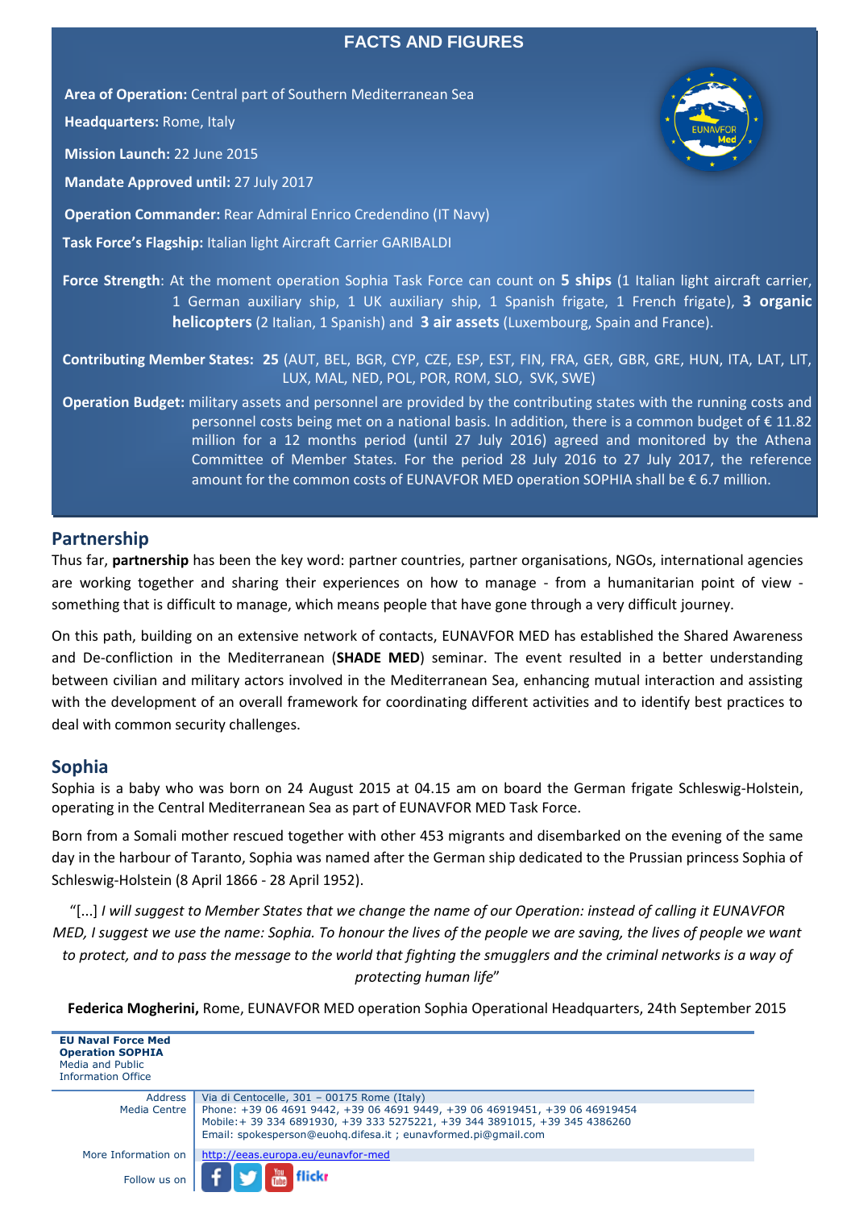## FACTS AND FIGURES

**Area of Operation:** Central part of Southern Mediterranean Sea

**Headquarters:** Rome, Italy

**Mission Launch:** 22 June 2015

**Mandate Approved until:** 27 July 2017

**Operation Commander:** Rear Admiral Enrico Credendino (IT Navy)

**Task Force's Flagship:** Italian light Aircraft Carrier GARIBALDI

**Force Strength**: At the moment operation Sophia Task Force can count on **5 ships** (1 Italian light aircraft carrier, 1 German auxiliary ship, 1 UK auxiliary ship, 1 Spanish frigate, 1 French frigate), **3 organic helicopters** (2 Italian, 1 Spanish) and **3 air assets** (Luxembourg, Spain and France).

**Contributing Member States: 25** (AUT, BEL, BGR, CYP, CZE, ESP, EST, FIN, FRA, GER, GBR, GRE, HUN, ITA, LAT, LIT, LUX, MAL, NED, POL, POR, ROM, SLO, SVK, SWE)

**Operation Budget:** military assets and personnel are provided by the contributing states with the running costs and personnel costs being met on a national basis. In addition, there is a common budget of € 11.82 million for a 12 months period (until 27 July 2016) agreed and monitored by the Athena Committee of Member States. For the period 28 July 2016 to 27 July 2017, the reference amount for the common costs of EUNAVFOR MED operation SOPHIA shall be € 6.7 million.

## Partnership

Thus far, **partnership** has been the key word: partner countries, partner organisations, NGOs, international agencies are working together and sharing their experiences on how to manage - from a humanitarian point of view - something that is difficult to manage, which means people that have gone through a very difficult journey.

On this path, building on an extensive network of contacts, EUNAVFOR MED has established the Shared Awareness and De-confliction in the Mediterranean (**SHADE MED**) seminar. The event resulted in a better understanding between civilian and military actors involved in the Mediterranean Sea, enhancing mutual interaction and assisting with the development of an overall framework for coordinating different activities and to identify best practices to deal with common security challenges.

## Sophia

Sophia is a baby who was born on 24 August 2015 at 04.15 am on board the German frigate Schleswig-Holstein, operating in the Central Mediterranean Sea as part of EUNAVFOR MED Task Force.

Born from a Somali mother rescued together with other 453 migrants and disembarked on the evening of the same day in the harbour of Taranto, Sophia was named after the German ship dedicated to the Prussian princess Sophia of Schleswig-Holstein (8 April 1866 - 28 April 1952).

"[...] *I will suggest to Member States that we change the name of our Operation: instead of calling it EUNAVFOR MED, I suggest we use the name: Sophia. To honour the lives of the people we are saving, the lives of people we want to protect, and to pass the message to the world that fighting the smugglers and the criminal networks is a way of protecting human life*"

**Federica Mogherini,** Rome, EUNAVFOR MED operation Sophia Operational Headquarters, 24th September 2015

**EU Naval Force Med**
**Operation SOPHIA**
Media and Public Information Office

| | |
|---|---|
| Address Media Centre | Via di Centocelle, 301 – 00175 Rome (Italy) Phone: +39 06 4691 9442, +39 06 4691 9449, +39 06 46919451, +39 06 46919454 Mobile:+ 39 334 6891930, +39 333 5275221, +39 344 3891015, +39 345 4386260 Email: spokesperson@euohq.difesa.it ; eunavformed.pi@gmail.com |
| More Information on | http://eeas.europa.eu/eunavfor-med |
| Follow us on | |